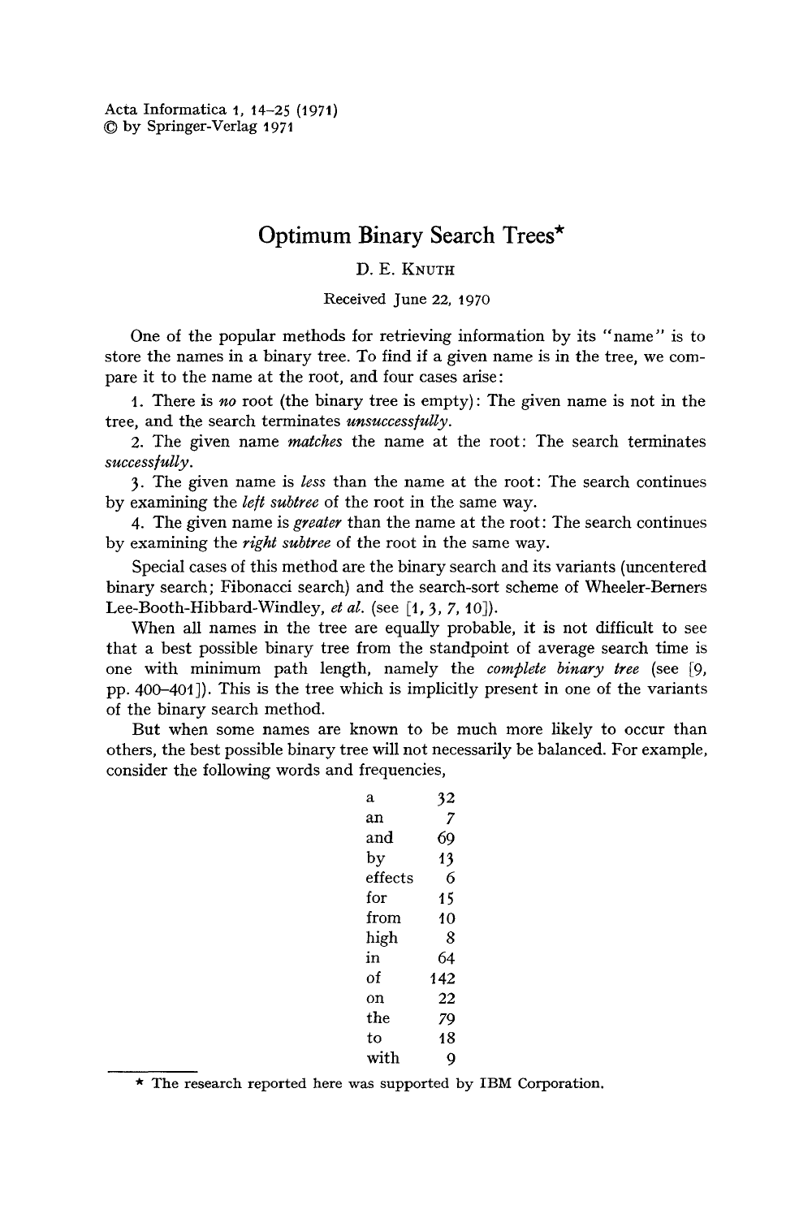Acta Informatica 1, 14–25 (1971)
© by Springer-Verlag 1971

# Optimum Binary Search Trees*

D. E. Knuth

Received June 22, 1970

One of the popular methods for retrieving information by its "name" is to store the names in a binary tree. To find if a given name is in the tree, we compare it to the name at the root, and four cases arise:

1. There is *no* root (the binary tree is empty): The given name is not in the tree, and the search terminates *unsuccessfully*.

2. The given name *matches* the name at the root: The search terminates *successfully*.

3. The given name is *less* than the name at the root: The search continues by examining the *left subtree* of the root in the same way.

4. The given name is *greater* than the name at the root: The search continues by examining the *right subtree* of the root in the same way.

Special cases of this method are the binary search and its variants (uncentered binary search; Fibonacci search) and the search-sort scheme of Wheeler-Berners Lee-Booth-Hibbard-Windley, *et al.* (see [1, 3, 7, 10]).

When all names in the tree are equally probable, it is not difficult to see that a best possible binary tree from the standpoint of average search time is one with minimum path length, namely the *complete binary tree* (see [9, pp. 400–401]). This is the tree which is implicitly present in one of the variants of the binary search method.

But when some names are known to be much more likely to occur than others, the best possible binary tree will not necessarily be balanced. For example, consider the following words and frequencies,

| | |
|---|---|
| a | 32 |
| an | 7 |
| and | 69 |
| by | 13 |
| effects | 6 |
| for | 15 |
| from | 10 |
| high | 8 |
| in | 64 |
| of | 142 |
| on | 22 |
| the | 79 |
| to | 18 |
| with | 9 |

* The research reported here was supported by IBM Corporation.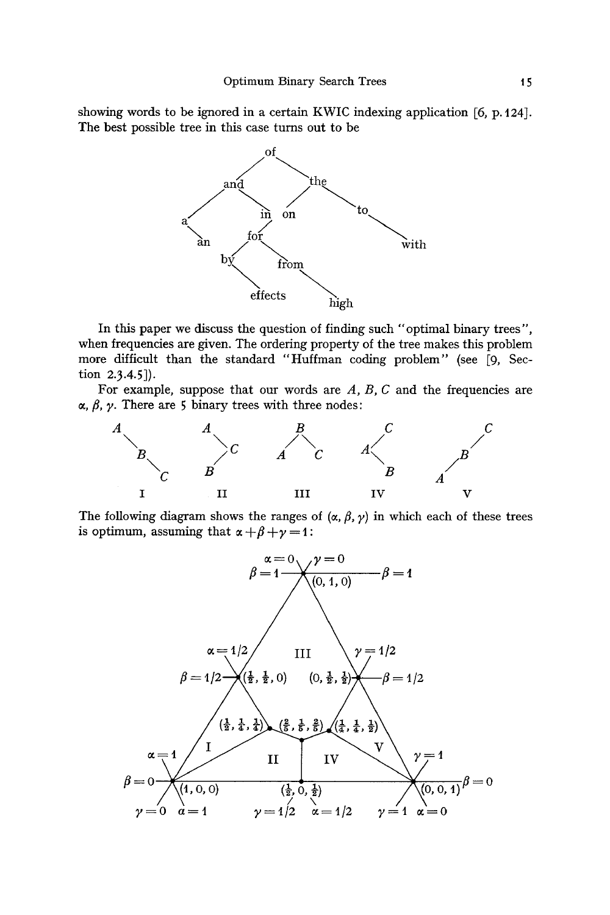showing words to be ignored in a certain KWIC indexing application [6, p. 124]. The best possible tree in this case turns out to be

In this paper we discuss the question of finding such "optimal binary trees", when frequencies are given. The ordering property of the tree makes this problem more difficult than the standard "Huffman coding problem" (see [9, Section 2.3.4.5]).

For example, suppose that our words are $A$, $B$, $C$ and the frequencies are $\alpha$, $\beta$, $\gamma$. There are 5 binary trees with three nodes:

The following diagram shows the ranges of $(\alpha, \beta, \gamma)$ in which each of these trees is optimum, assuming that $\alpha+\beta+\gamma=1$: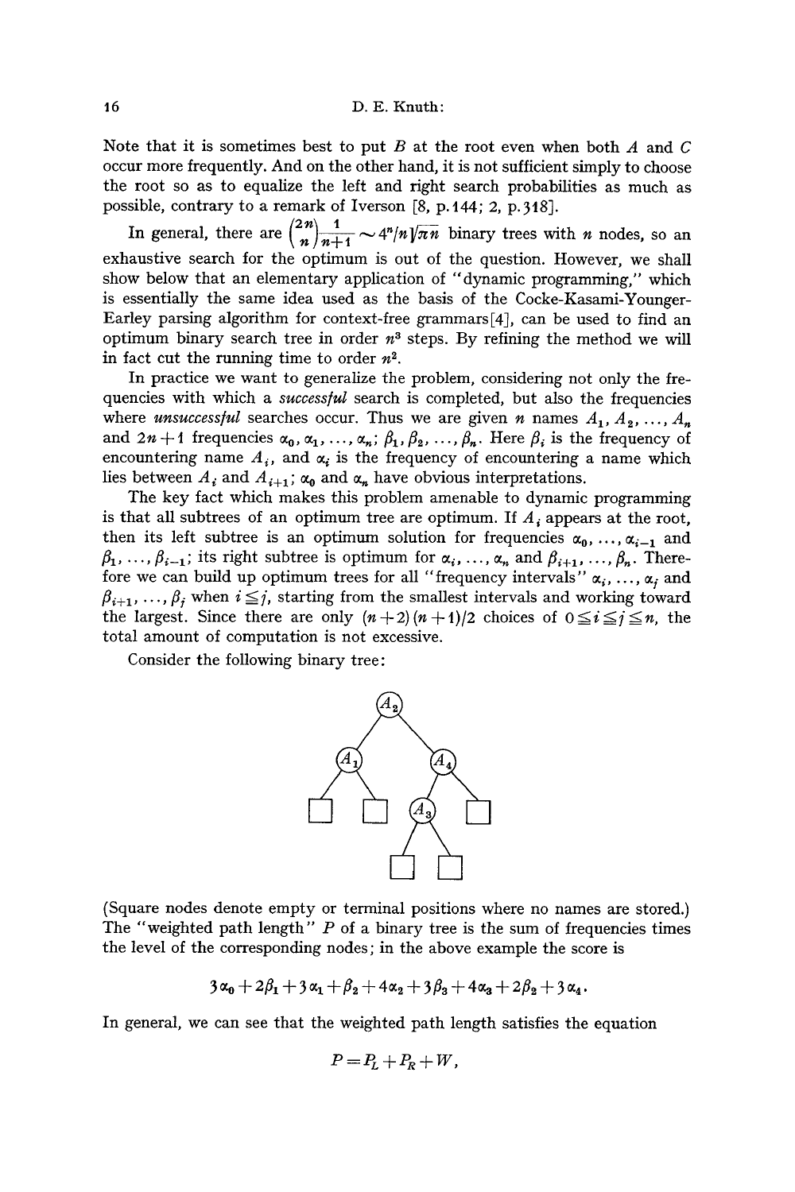Note that it is sometimes best to put $B$ at the root even when both $A$ and $C$ occur more frequently. And on the other hand, it is not sufficient simply to choose the root so as to equalize the left and right search probabilities as much as possible, contrary to a remark of Iverson [8, p. 144; 2, p. 318].

In general, there are $\binom{2n}{n}\frac{1}{n+1} \sim 4^n/n\sqrt{\pi n}$ binary trees with $n$ nodes, so an exhaustive search for the optimum is out of the question. However, we shall show below that an elementary application of "dynamic programming," which is essentially the same idea used as the basis of the Cocke-Kasami-Younger-Earley parsing algorithm for context-free grammars [4], can be used to find an optimum binary search tree in order $n^3$ steps. By refining the method we will in fact cut the running time to order $n^2$.

In practice we want to generalize the problem, considering not only the frequencies with which a *successful* search is completed, but also the frequencies where *unsuccessful* searches occur. Thus we are given $n$ names $A_1, A_2, \ldots, A_n$ and $2n+1$ frequencies $\alpha_0, \alpha_1, \ldots, \alpha_n$; $\beta_1, \beta_2, \ldots, \beta_n$. Here $\beta_i$ is the frequency of encountering name $A_i$, and $\alpha_i$ is the frequency of encountering a name which lies between $A_i$ and $A_{i+1}$; $\alpha_0$ and $\alpha_n$ have obvious interpretations.

The key fact which makes this problem amenable to dynamic programming is that all subtrees of an optimum tree are optimum. If $A_i$ appears at the root, then its left subtree is an optimum solution for frequencies $\alpha_0, \ldots, \alpha_{i-1}$ and $\beta_1, \ldots, \beta_{i-1}$; its right subtree is optimum for $\alpha_i, \ldots, \alpha_n$ and $\beta_{i+1}, \ldots, \beta_n$. Therefore we can build up optimum trees for all "frequency intervals" $\alpha_i, \ldots, \alpha_j$ and $\beta_{i+1}, \ldots, \beta_j$ when $i \leq j$, starting from the smallest intervals and working toward the largest. Since there are only $(n+2)(n+1)/2$ choices of $0 \leq i \leq j \leq n$, the total amount of computation is not excessive.

Consider the following binary tree:

```
            (A2)
           /    \
        (A1)    (A4)
        /  \    /  \
      [ ]  [ ] (A3) [ ]
               /  \
             [ ]  [ ]
```

(Square nodes denote empty or terminal positions where no names are stored.) The "weighted path length" $P$ of a binary tree is the sum of frequencies times the level of the corresponding nodes; in the above example the score is

$$3\alpha_0 + 2\beta_1 + 3\alpha_1 + \beta_2 + 4\alpha_2 + 3\beta_3 + 4\alpha_3 + 2\beta_2 + 3\alpha_4.$$

In general, we can see that the weighted path length satisfies the equation

$$P = P_L + P_R + W,$$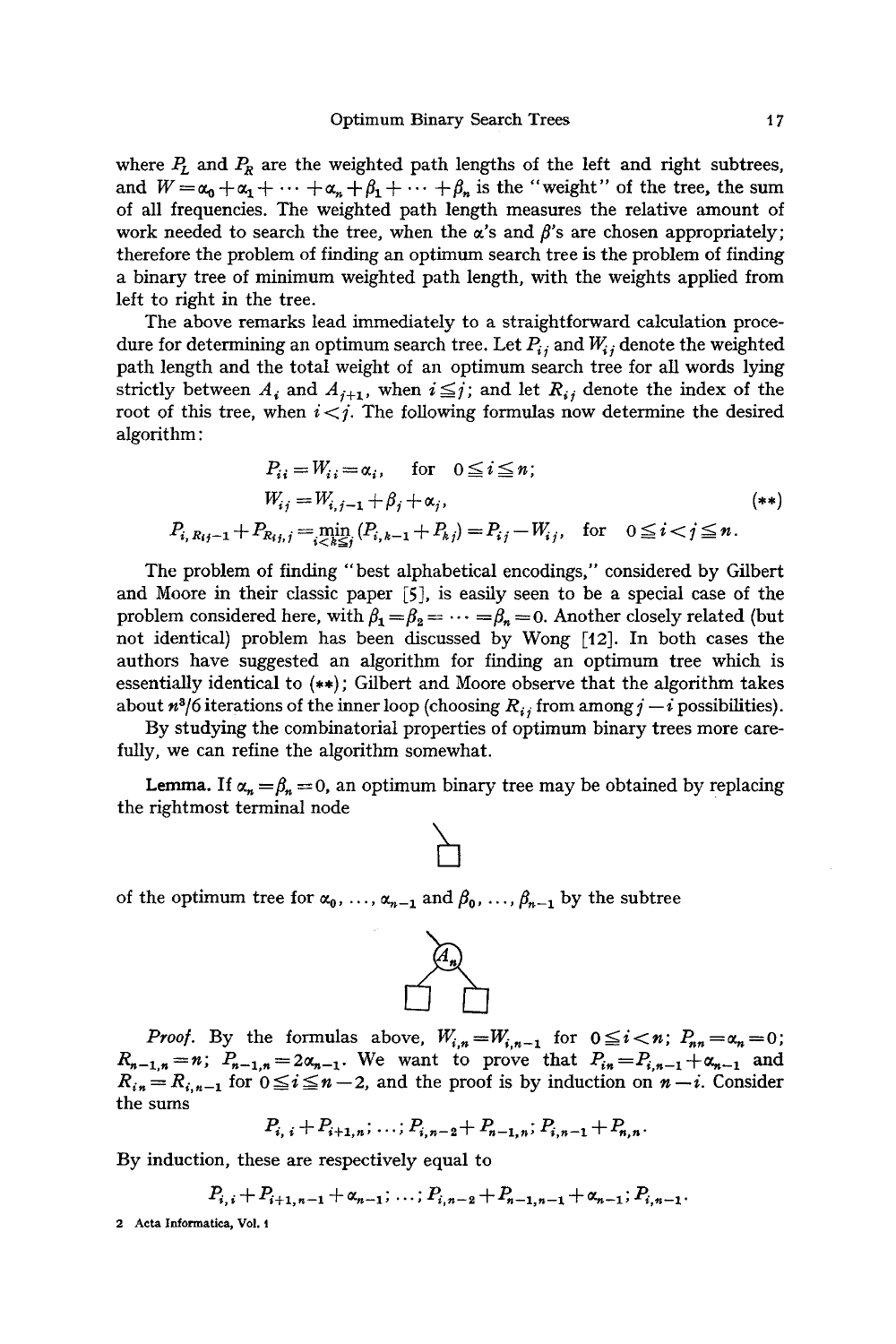where $P_L$ and $P_R$ are the weighted path lengths of the left and right subtrees, and $W = \alpha_0 + \alpha_1 + \cdots + \alpha_n + \beta_1 + \cdots + \beta_n$ is the "weight" of the tree, the sum of all frequencies. The weighted path length measures the relative amount of work needed to search the tree, when the $\alpha$'s and $\beta$'s are chosen appropriately; therefore the problem of finding an optimum search tree is the problem of finding a binary tree of minimum weighted path length, with the weights applied from left to right in the tree.

The above remarks lead immediately to a straightforward calculation procedure for determining an optimum search tree. Let $P_{ij}$ and $W_{ij}$ denote the weighted path length and the total weight of an optimum search tree for all words lying strictly between $A_i$ and $A_{j+1}$, when $i \leqq j$; and let $R_{ij}$ denote the index of the root of this tree, when $i < j$. The following formulas now determine the desired algorithm:

$$
\begin{aligned}
P_{ii} &= W_{ii} = \alpha_i, \quad \text{for} \quad 0 \leqq i \leqq n; \\
W_{ij} &= W_{i,j-1} + \beta_j + \alpha_j, \qquad\qquad\qquad\qquad\qquad (**) \\
P_{i,R_{ij}-1} + P_{R_{ij},j} &= \min_{i<k\leqq j} (P_{i,k-1} + P_{kj}) = P_{ij} - W_{ij}, \quad \text{for} \quad 0 \leqq i < j \leqq n.
\end{aligned}
$$

The problem of finding "best alphabetical encodings," considered by Gilbert and Moore in their classic paper [5], is easily seen to be a special case of the problem considered here, with $\beta_1 = \beta_2 = \cdots = \beta_n = 0$. Another closely related (but not identical) problem has been discussed by Wong [12]. In both cases the authors have suggested an algorithm for finding an optimum tree which is essentially identical to (**); Gilbert and Moore observe that the algorithm takes about $n^3/6$ iterations of the inner loop (choosing $R_{ij}$ from among $j-i$ possibilities).

By studying the combinatorial properties of optimum binary trees more carefully, we can refine the algorithm somewhat.

**Lemma.** If $\alpha_n = \beta_n = 0$, an optimum binary tree may be obtained by replacing the rightmost terminal node

of the optimum tree for $\alpha_0, \ldots, \alpha_{n-1}$ and $\beta_0, \ldots, \beta_{n-1}$ by the subtree

*Proof.* By the formulas above, $W_{i,n} = W_{i,n-1}$ for $0 \leqq i < n$; $P_{nn} = \alpha_n = 0$; $R_{n-1,n} = n$; $P_{n-1,n} = 2\alpha_{n-1}$. We want to prove that $P_{in} = P_{i,n-1} + \alpha_{n-1}$ and $R_{in} = R_{i,n-1}$ for $0 \leqq i \leqq n-2$, and the proof is by induction on $n-i$. Consider the sums

$$P_{i,i} + P_{i+1,n}; \ldots; P_{i,n-2} + P_{n-1,n}; P_{i,n-1} + P_{n,n}.$$

By induction, these are respectively equal to

$$P_{i,i} + P_{i+1,n-1} + \alpha_{n-1}; \ldots; P_{i,n-2} + P_{n-1,n-1} + \alpha_{n-1}; P_{i,n-1}.$$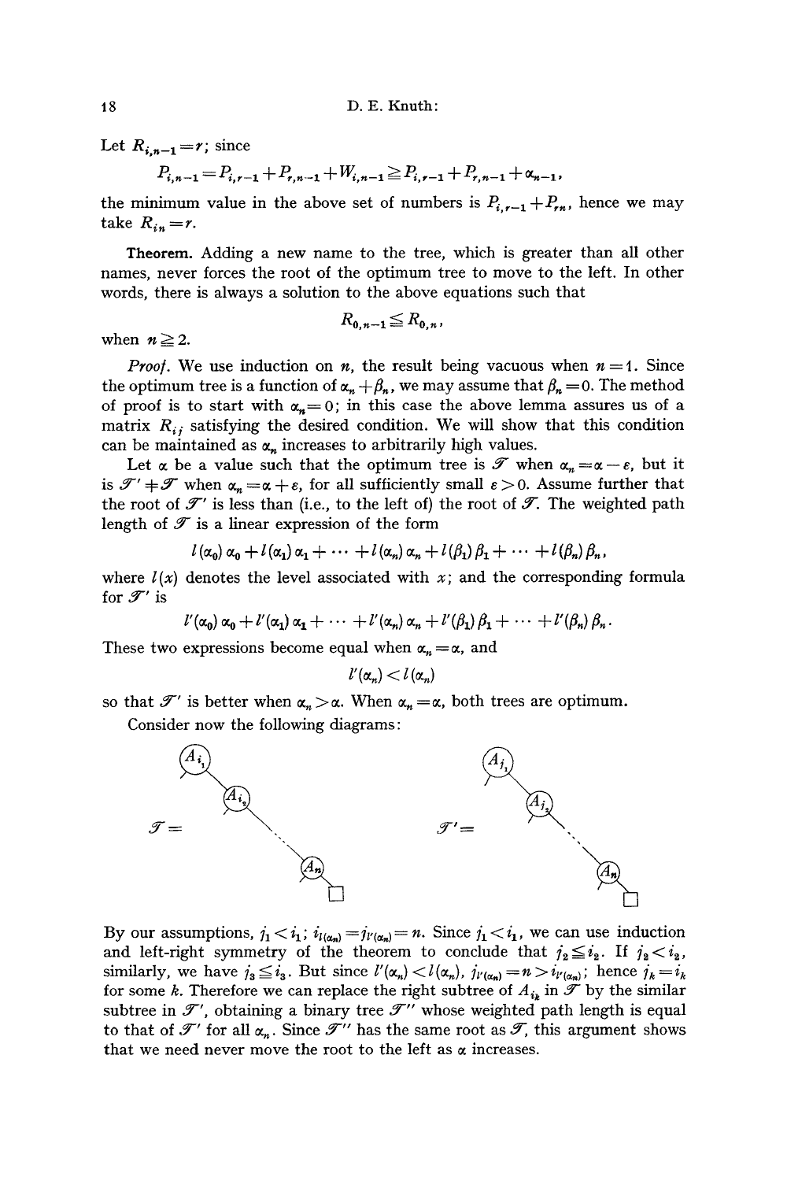Let $R_{i,n-1}=r$; since

$$P_{i,n-1}=P_{i,r-1}+P_{r,n-1}+W_{i,n-1}\geqq P_{i,r-1}+P_{r,n-1}+\alpha_{n-1},$$

the minimum value in the above set of numbers is $P_{i,r-1}+P_{rn}$, hence we may take $R_{in}=r$.

**Theorem.** Adding a new name to the tree, which is greater than all other names, never forces the root of the optimum tree to move to the left. In other words, there is always a solution to the above equations such that

$$R_{0,n-1}\leqq R_{0,n},$$

when $n\geqq 2$.

*Proof.* We use induction on $n$, the result being vacuous when $n=1$. Since the optimum tree is a function of $\alpha_n+\beta_n$, we may assume that $\beta_n=0$. The method of proof is to start with $\alpha_n=0$; in this case the above lemma assures us of a matrix $R_{ij}$ satisfying the desired condition. We will show that this condition can be maintained as $\alpha_n$ increases to arbitrarily high values.

Let $\alpha$ be a value such that the optimum tree is $\mathcal{T}$ when $\alpha_n=\alpha-\varepsilon$, but it is $\mathcal{T}'\neq\mathcal{T}$ when $\alpha_n=\alpha+\varepsilon$, for all sufficiently small $\varepsilon>0$. Assume further that the root of $\mathcal{T}'$ is less than (i.e., to the left of) the root of $\mathcal{T}$. The weighted path length of $\mathcal{T}$ is a linear expression of the form

$$l(\alpha_0)\,\alpha_0+l(\alpha_1)\,\alpha_1+\cdots+l(\alpha_n)\,\alpha_n+l(\beta_1)\,\beta_1+\cdots+l(\beta_n)\,\beta_n,$$

where $l(x)$ denotes the level associated with $x$; and the corresponding formula for $\mathcal{T}'$ is

$$l'(\alpha_0)\,\alpha_0+l'(\alpha_1)\,\alpha_1+\cdots+l'(\alpha_n)\,\alpha_n+l'(\beta_1)\,\beta_1+\cdots+l'(\beta_n)\,\beta_n.$$

These two expressions become equal when $\alpha_n=\alpha$, and

$$l'(\alpha_n)<l(\alpha_n)$$

so that $\mathcal{T}'$ is better when $\alpha_n>\alpha$. When $\alpha_n=\alpha$, both trees are optimum.

Consider now the following diagrams:

$\mathcal{T}=$ [tree with right spine $A_{i_1}, A_{i_2}, \ldots, A_n$, ending in a leaf]   $\mathcal{T}'=$ [tree with right spine $A_{j_1}, A_{j_2}, \ldots, A_n$, ending in a leaf]

By our assumptions, $j_1<i_1$; $i_{l(\alpha_n)}=j_{l'(\alpha_n)}=n$. Since $j_1<i_1$, we can use induction and left-right symmetry of the theorem to conclude that $j_2\leqq i_2$. If $j_2<i_2$, similarly, we have $j_3\leqq i_3$. But since $l'(\alpha_n)<l(\alpha_n)$, $j_{l'(\alpha_n)}=n>i_{l'(\alpha_n)}$; hence $j_k=i_k$ for some $k$. Therefore we can replace the right subtree of $A_{i_k}$ in $\mathcal{T}$ by the similar subtree in $\mathcal{T}'$, obtaining a binary tree $\mathcal{T}''$ whose weighted path length is equal to that of $\mathcal{T}'$ for all $\alpha_n$. Since $\mathcal{T}''$ has the same root as $\mathcal{T}$, this argument shows that we need never move the root to the left as $\alpha$ increases.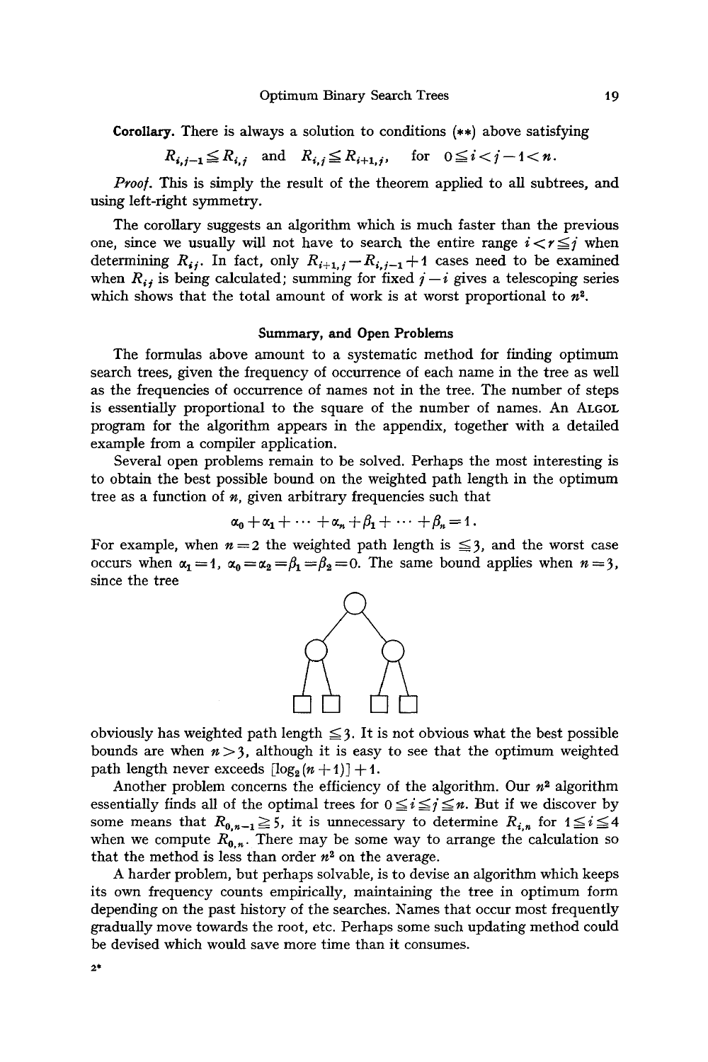**Corollary.** There is always a solution to conditions (**) above satisfying

$$R_{i,j-1} \leqq R_{i,j} \quad \text{and} \quad R_{i,j} \leqq R_{i+1,j}, \quad \text{for} \quad 0 \leqq i < j-1 < n.$$

*Proof.* This is simply the result of the theorem applied to all subtrees, and using left-right symmetry.

The corollary suggests an algorithm which is much faster than the previous one, since we usually will not have to search the entire range $i < r \leqq j$ when determining $R_{ij}$. In fact, only $R_{i+1,j} - R_{i,j-1} + 1$ cases need to be examined when $R_{ij}$ is being calculated; summing for fixed $j - i$ gives a telescoping series which shows that the total amount of work is at worst proportional to $n^2$.

## Summary, and Open Problems

The formulas above amount to a systematic method for finding optimum search trees, given the frequency of occurrence of each name in the tree as well as the frequencies of occurrence of names not in the tree. The number of steps is essentially proportional to the square of the number of names. An ALGOL program for the algorithm appears in the appendix, together with a detailed example from a compiler application.

Several open problems remain to be solved. Perhaps the most interesting is to obtain the best possible bound on the weighted path length in the optimum tree as a function of $n$, given arbitrary frequencies such that

$$\alpha_0 + \alpha_1 + \cdots + \alpha_n + \beta_1 + \cdots + \beta_n = 1.$$

For example, when $n = 2$ the weighted path length is $\leqq 3$, and the worst case occurs when $\alpha_1 = 1$, $\alpha_0 = \alpha_2 = \beta_1 = \beta_2 = 0$. The same bound applies when $n = 3$, since the tree

obviously has weighted path length $\leqq 3$. It is not obvious what the best possible bounds are when $n > 3$, although it is easy to see that the optimum weighted path length never exceeds $\lceil \log_2 (n+1) \rceil + 1$.

Another problem concerns the efficiency of the algorithm. Our $n^2$ algorithm essentially finds all of the optimal trees for $0 \leqq i \leqq j \leqq n$. But if we discover by some means that $R_{0,n-1} \geqq 5$, it is unnecessary to determine $R_{i,n}$ for $1 \leqq i \leqq 4$ when we compute $R_{0,n}$. There may be some way to arrange the calculation so that the method is less than order $n^2$ on the average.

A harder problem, but perhaps solvable, is to devise an algorithm which keeps its own frequency counts empirically, maintaining the tree in optimum form depending on the past history of the searches. Names that occur most frequently gradually move towards the root, etc. Perhaps some such updating method could be devised which would save more time than it consumes.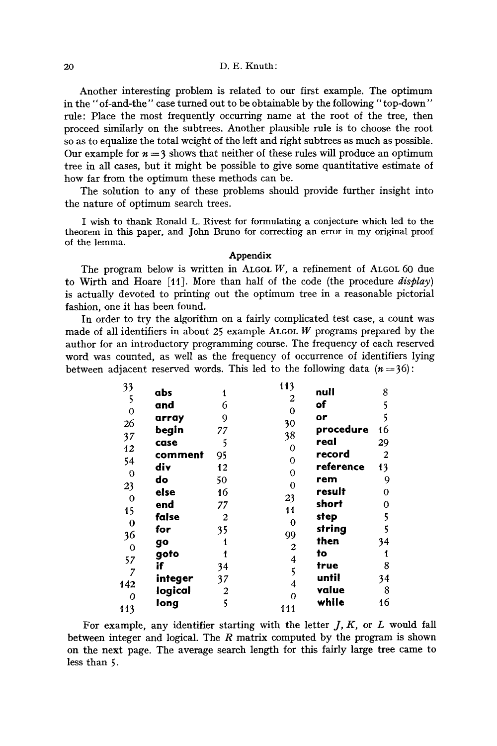Another interesting problem is related to our first example. The optimum in the "of-and-the" case turned out to be obtainable by the following "top-down" rule: Place the most frequently occurring name at the root of the tree, then proceed similarly on the subtrees. Another plausible rule is to choose the root so as to equalize the total weight of the left and right subtrees as much as possible. Our example for $n = 3$ shows that neither of these rules will produce an optimum tree in all cases, but it might be possible to give some quantitative estimate of how far from the optimum these methods can be.

The solution to any of these problems should provide further insight into the nature of optimum search trees.

I wish to thank Ronald L. Rivest for formulating a conjecture which led to the theorem in this paper, and John Bruno for correcting an error in my original proof of the lemma.

## Appendix

The program below is written in ALGOL W, a refinement of ALGOL 60 due to Wirth and Hoare [11]. More than half of the code (the procedure *display*) is actually devoted to printing out the optimum tree in a reasonable pictorial fashion, one it has been found.

In order to try the algorithm on a fairly complicated test case, a count was made of all identifiers in about 25 example ALGOL W programs prepared by the author for an introductory programming course. The frequency of each reserved word was counted, as well as the frequency of occurrence of identifiers lying between adjacent reserved words. This led to the following data ($n = 36$):

| | | | | | |
|---|---|---|---|---|---|
| 33 | | | 113 | | |
| | **abs** | 1 | | **null** | 8 |
| 5 | | | 2 | | |
| | **and** | 6 | | **of** | 5 |
| 0 | | | 0 | | |
| | **array** | 9 | | **or** | 5 |
| 26 | | | 30 | | |
| | **begin** | 77 | | **procedure** | 16 |
| 37 | | | 38 | | |
| | **case** | 5 | | **real** | 29 |
| 12 | | | 0 | | |
| | **comment** | 95 | | **record** | 2 |
| 54 | | | 0 | | |
| | **div** | 12 | | **reference** | 13 |
| 0 | | | 0 | | |
| | **do** | 50 | | **rem** | 9 |
| 23 | | | 0 | | |
| | **else** | 16 | | **result** | 0 |
| 0 | | | 23 | | |
| | **end** | 77 | | **short** | 0 |
| 15 | | | 11 | | |
| | **false** | 2 | | **step** | 5 |
| 0 | | | 0 | | |
| | **for** | 35 | | **string** | 5 |
| 36 | | | 99 | | |
| | **go** | 1 | | **then** | 34 |
| 0 | | | 2 | | |
| | **goto** | 1 | | **to** | 1 |
| 57 | | | 4 | | |
| | **if** | 34 | | **true** | 8 |
| 7 | | | 5 | | |
| | **integer** | 37 | | **until** | 34 |
| 142 | | | 4 | | |
| | **logical** | 2 | | **value** | 8 |
| 0 | | | 0 | | |
| | **long** | 5 | | **while** | 16 |
| 113 | | | 111 | | |

For example, any identifier starting with the letter $J$, $K$, or $L$ would fall between integer and logical. The $R$ matrix computed by the program is shown on the next page. The average search length for this fairly large tree came to less than 5.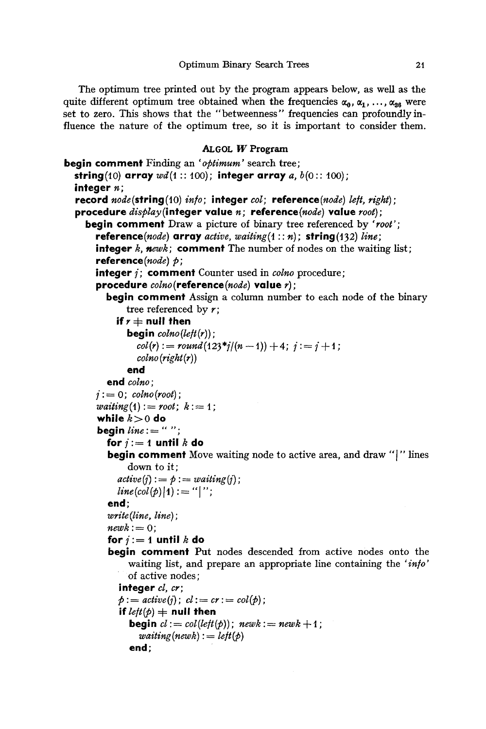The optimum tree printed out by the program appears below, as well as the quite different optimum tree obtained when the frequencies $\alpha_0, \alpha_1, \ldots, \alpha_{36}$ were set to zero. This shows that the "betweenness" frequencies can profoundly influence the nature of the optimum tree, so it is important to consider them.

### ALGOL W Program

```
begin comment Finding an 'optimum' search tree;
  string(10) array wd(1 :: 100); integer array a, b(0 :: 100);
  integer n;
  record node(string(10) info; integer col; reference(node) left, right);
  procedure display(integer value n; reference(node) value root);
    begin comment Draw a picture of binary tree referenced by 'root';
      reference(node) array active, waiting(1 :: n); string(132) line;
      integer k, newk; comment The number of nodes on the waiting list;
      reference(node) p;
      integer j; comment Counter used in colno procedure;
      procedure colno(reference(node) value r);
        begin comment Assign a column number to each node of the binary
            tree referenced by r;
          if r ≠ null then
            begin colno(left(r));
              col(r) := round(123*j/(n − 1)) + 4; j := j + 1;
              colno(right(r))
            end
        end colno;
      j := 0; colno(root);
      waiting(1) := root; k := 1;
      while k > 0 do
      begin line := " ";
        for j := 1 until k do
        begin comment Move waiting node to active area, and draw "|" lines
            down to it;
          active(j) := p := waiting(j);
          line(col(p)|1) := "|";
        end;
        write(line, line);
        newk := 0;
        for j := 1 until k do
        begin comment Put nodes descended from active nodes onto the
            waiting list, and prepare an appropriate line containing the 'info'
            of active nodes;
          integer cl, cr;
          p := active(j); cl := cr := col(p);
          if left(p) ≠ null then
            begin cl := col(left(p)); newk := newk + 1;
              waiting(newk) := left(p)
            end;
```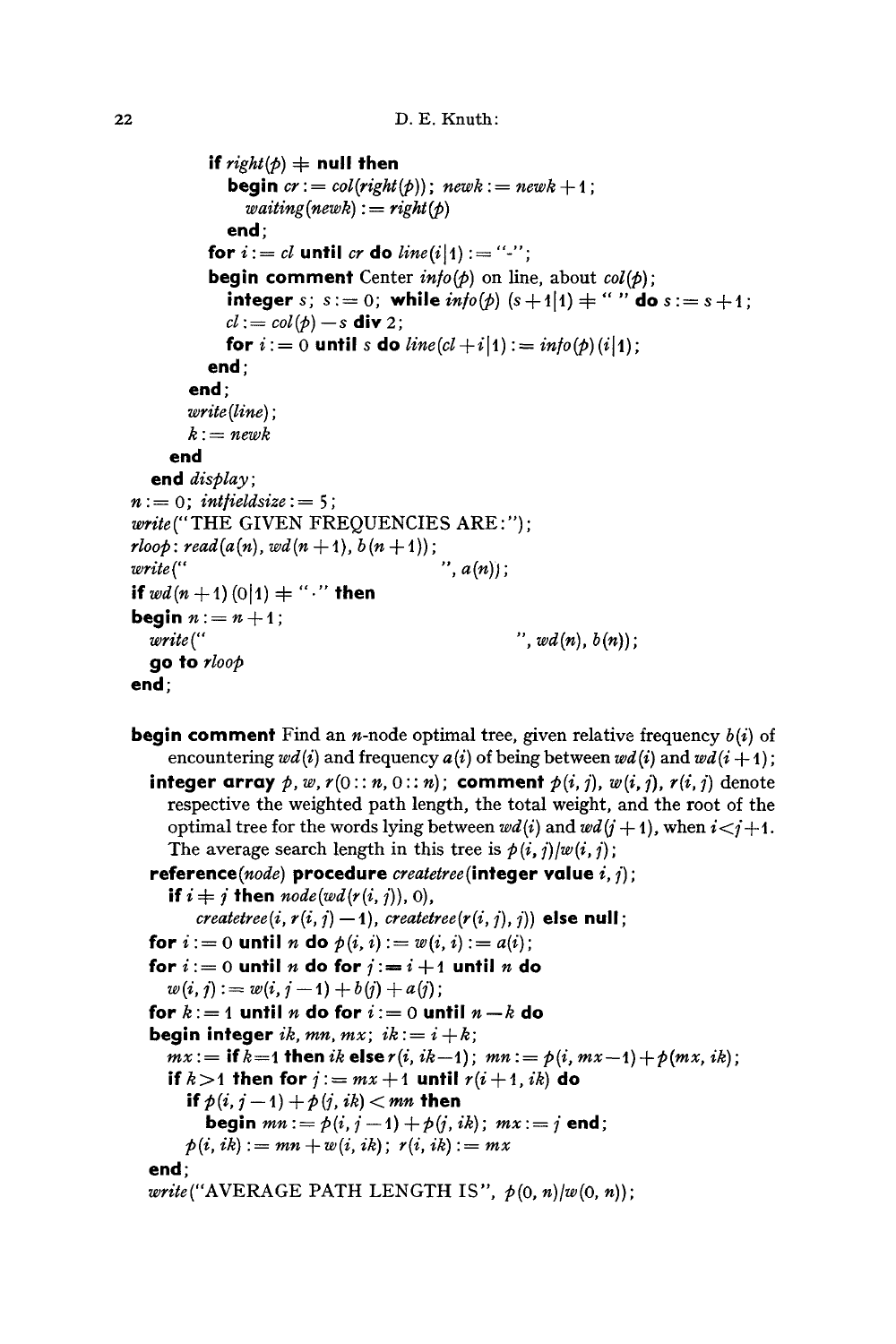```
            if right(p) ≠ null then
               begin cr := col(right(p)); newk := newk + 1;
                  waiting(newk) := right(p)
               end;
            for i := cl until cr do line(i|1) := "-";
            begin comment Center info(p) on line, about col(p);
               integer s; s := 0; while info(p) (s + 1|1) ≠ " " do s := s + 1;
               cl := col(p) - s div 2;
               for i := 0 until s do line(cl + i|1) := info(p)(i|1);
            end;
         end;
         write(line);
         k := newk
      end
   end display;
   n := 0; intfieldsize := 5;
   write("THE GIVEN FREQUENCIES ARE:");
   rloop: read(a(n), wd(n + 1), b(n + 1));
   write("                              ", a(n));
   if wd(n + 1) (0|1) ≠ "." then
   begin n := n + 1;
      write("                                        ", wd(n), b(n));
      go to rloop
   end;

   begin comment Find an n-node optimal tree, given relative frequency b(i) of
         encountering wd(i) and frequency a(i) of being between wd(i) and wd(i + 1);
      integer array p, w, r(0 :: n, 0 :: n); comment p(i, j), w(i, j), r(i, j) denote
         respective the weighted path length, the total weight, and the root of the
         optimal tree for the words lying between wd(i) and wd(j + 1), when i<j+1.
         The average search length in this tree is p(i, j)/w(i, j);
      reference(node) procedure createtree(integer value i, j);
         if i ≠ j then node(wd(r(i, j)), 0),
            createtree(i, r(i, j) - 1), createtree(r(i, j), j)) else null;
      for i := 0 until n do p(i, i) := w(i, i) := a(i);
      for i := 0 until n do for j := i + 1 until n do
         w(i, j) := w(i, j - 1) + b(j) + a(j);
      for k := 1 until n do for i := 0 until n - k do
      begin integer ik, mn, mx; ik := i + k;
         mx := if k=1 then ik else r(i, ik-1); mn := p(i, mx-1) + p(mx, ik);
         if k>1 then for j := mx + 1 until r(i + 1, ik) do
            if p(i, j - 1) + p(j, ik) < mn then
               begin mn := p(i, j - 1) + p(j, ik); mx := j end;
            p(i, ik) := mn + w(i, ik); r(i, ik) := mx
      end;
      write("AVERAGE PATH LENGTH IS", p(0, n)/w(0, n));
```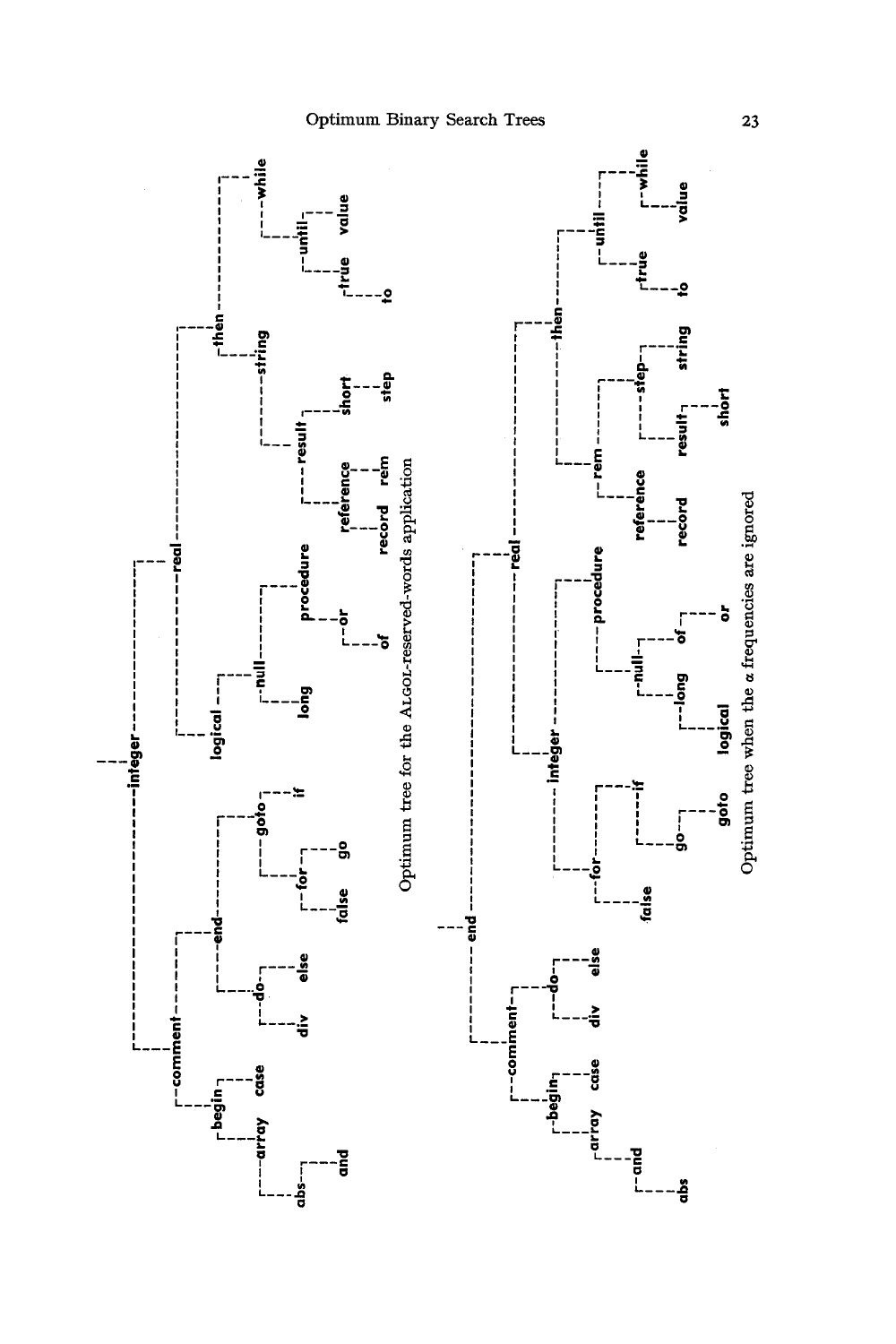```
integer
├── comment
│   ├── begin
│   │   ├── array
│   │   │   └── abs
│   │   │       └── and
│   │   └── case
│   └── end
│       ├── do
│       │   ├── div
│       │   └── else
│       └── goto
│           ├── for
│           │   ├── false
│           │   └── go
│           └── if
└── real
    ├── logical
    │   └── null
    │       ├── long
    │       └── procedure
    │           └── or
    │               └── of
    └── then
        ├── string
        │   └── result
        │       ├── reference
        │       │   ├── record
        │       │   └── rem
        │       └── short
        │           └── step
        └── while
            └── until
                ├── true
                │   └── to
                └── value
```

Optimum tree for the ALGOL-reserved-words application

```
end
├── comment
│   ├── begin
│   │   ├── array
│   │   │   └── and
│   │   │       └── abs
│   │   └── case
│   └── do
│       ├── div
│       └── else
└── real
    ├── integer
    │   ├── for
    │   │   ├── false
    │   │   └── if
    │   │       └── go
    │   │           └── goto
    │   └── procedure
    │       └── null
    │           ├── long
    │           │   └── logical
    │           └── of
    │               └── or
    └── then
        ├── rem
        │   ├── reference
        │   │   └── record
        │   └── step
        │       ├── result
        │       │   └── short
        │       └── string
        └── until
            ├── true
            │   └── to
            └── while
                └── value
```

Optimum tree when the $\alpha$ frequencies are ignored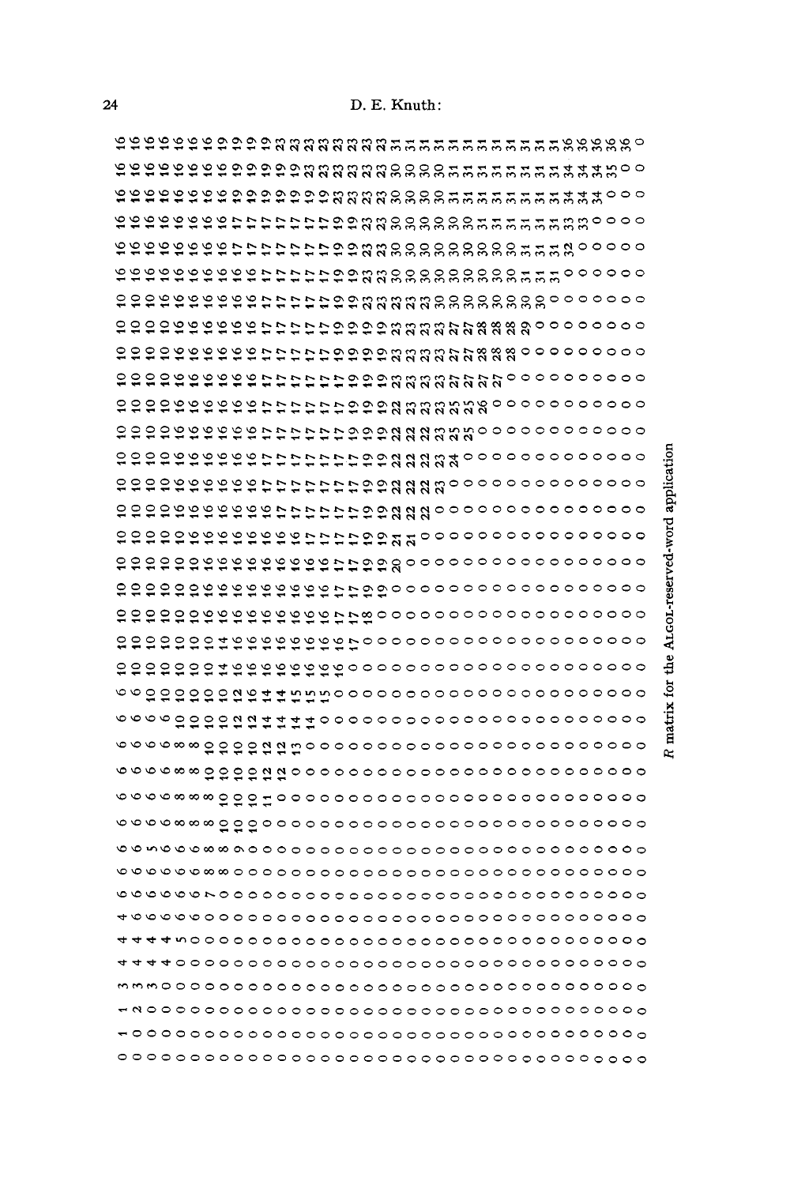```
 0  1  1  3  4  4  4  6  6  6  6  6  6  6  6  6 10 10 10 10 10 10 10 10 10 10 10 10 10 10 10 16 16 16 16 16 16
 0  0  2  3  4  4  6  6  6  6  6  6  6  6  6  6 10 10 10 10 10 10 10 10 10 10 10 10 10 10 10 16 16 16 16 16 16
 0  0  0  3  4  4  6  6  6  5  6  6  6  6  6 10 10 10 10 10 10 10 10 10 10 10 10 10 10 10 10 16 16 16 16 16 16
 0  0  0  0  4  4  6  6  6  6  6  6  6  6  6 10 10 10 10 10 10 10 10 10 10 10 10 10 16 16 16 16 16 16 16 16 16
 0  0  0  0  0  5  6  6  6  6  8  8  8  8 10 10 10 10 10 10 10 10 16 16 16 16 16 16 16 16 16 16 16 16 16 16 16
 0  0  0  0  0  0  6  6  6  6  8  8  8  8 10 10 10 10 10 10 10 16 16 16 16 16 16 16 16 16 16 16 16 16 16 16 16
 0  0  0  0  0  0  0  7  8  8  8  8 10 10 10 10 14 14 16 16 16 16 16 16 16 16 16 16 16 16 16 16 16 16 16 16 16
 0  0  0  0  0  0  0  0  8  8 10 10 10 10 10 12 16 16 16 16 16 16 16 16 16 16 16 16 16 16 16 16 16 16 19 19 19
 0  0  0  0  0  0  0  0  0  9 10 10 10 10 12 14 16 16 16 16 16 16 16 16 16 16 16 16 16 16 16 16 17 17 19 19 19
 0  0  0  0  0  0  0  0  0  0 10 10 10 10 12 14 16 16 16 16 16 16 16 16 17 17 17 17 17 17 17 17 17 17 19 19 19
 0  0  0  0  0  0  0  0  0  0  0 11 12 12 14 15 16 16 16 16 16 16 16 17 17 17 17 17 17 17 17 17 17 17 19 19 23
 0  0  0  0  0  0  0  0  0  0  0  0 12 12 14 15 16 16 16 16 16 16 17 17 17 17 17 17 17 17 17 17 17 17 19 23 23
 0  0  0  0  0  0  0  0  0  0  0  0  0 13 14 15 16 16 16 16 16 16 17 17 17 17 17 17 17 17 17 17 17 17 23 23 23
 0  0  0  0  0  0  0  0  0  0  0  0  0  0 14 15 16 16 16 16 16 17 17 17 17 17 17 17 17 17 17 17 17 17 23 23 23
 0  0  0  0  0  0  0  0  0  0  0  0  0  0  0 15 16 16 16 16 16 17 17 17 17 17 17 17 17 17 17 17 17 17 23 23 23
 0  0  0  0  0  0  0  0  0  0  0  0  0  0  0  0 16 16 17 17 17 17 17 17 17 17 17 17 17 17 17 17 17 17 23 23 23
 0  0  0  0  0  0  0  0  0  0  0  0  0  0  0  0  0 17 17 17 17 17 19 19 19 19 19 19 19 19 19 19 19 19 30 30 31
 0  0  0  0  0  0  0  0  0  0  0  0  0  0  0  0  0  0 18 19 19 19 19 19 19 19 19 19 19 19 19 19 19 19 30 30 31
 0  0  0  0  0  0  0  0  0  0  0  0  0  0  0  0  0  0  0 19 19 19 22 22 22 22 22 23 23 23 23 23 23 23 30 30 31
 0  0  0  0  0  0  0  0  0  0  0  0  0  0  0  0  0  0  0  0 20 21 22 22 22 22 23 23 23 23 23 23 23 23 30 31 31
 0  0  0  0  0  0  0  0  0  0  0  0  0  0  0  0  0  0  0  0  0 21 22 22 22 22 23 23 23 23 23 30 30 30 31 31 31
 0  0  0  0  0  0  0  0  0  0  0  0  0  0  0  0  0  0  0  0  0  0 22 23 23 23 23 23 23 23 30 30 30 30 31 31 31
 0  0  0  0  0  0  0  0  0  0  0  0  0  0  0  0  0  0  0  0  0  0  0 23 23 23 23 23 23 23 30 30 30 30 31 31 31
 0  0  0  0  0  0  0  0  0  0  0  0  0  0  0  0  0  0  0  0  0  0  0  0 24 25 25 27 27 27 30 30 30 30 31 31 31
 0  0  0  0  0  0  0  0  0  0  0  0  0  0  0  0  0  0  0  0  0  0  0  0  0 25 25 27 27 27 30 30 30 30 31 31 31
 0  0  0  0  0  0  0  0  0  0  0  0  0  0  0  0  0  0  0  0  0  0  0  0  0  0 26 27 28 28 30 30 30 30 31 31 31
 0  0  0  0  0  0  0  0  0  0  0  0  0  0  0  0  0  0  0  0  0  0  0  0  0  0  0 27 28 28 30 30 30 31 31 31 31
 0  0  0  0  0  0  0  0  0  0  0  0  0  0  0  0  0  0  0  0  0  0  0  0  0  0  0  0 28 28 30 30 30 31 31 31 31
 0  0  0  0  0  0  0  0  0  0  0  0  0  0  0  0  0  0  0  0  0  0  0  0  0  0  0  0  0 29 30 30 31 31 31 31 31
 0  0  0  0  0  0  0  0  0  0  0  0  0  0  0  0  0  0  0  0  0  0  0  0  0  0  0  0  0  0 30 31 31 31 31 31 31
 0  0  0  0  0  0  0  0  0  0  0  0  0  0  0  0  0  0  0  0  0  0  0  0  0  0  0  0  0  0  0 31 31 31 31 31 31
 0  0  0  0  0  0  0  0  0  0  0  0  0  0  0  0  0  0  0  0  0  0  0  0  0  0  0  0  0  0  0  0 32 33 34 34 36
 0  0  0  0  0  0  0  0  0  0  0  0  0  0  0  0  0  0  0  0  0  0  0  0  0  0  0  0  0  0  0  0  0 33 34 34 36
 0  0  0  0  0  0  0  0  0  0  0  0  0  0  0  0  0  0  0  0  0  0  0  0  0  0  0  0  0  0  0  0  0  0 34 34 36
 0  0  0  0  0  0  0  0  0  0  0  0  0  0  0  0  0  0  0  0  0  0  0  0  0  0  0  0  0  0  0  0  0  0  0 35 36
 0  0  0  0  0  0  0  0  0  0  0  0  0  0  0  0  0  0  0  0  0  0  0  0  0  0  0  0  0  0  0  0  0  0  0  0 36
 0  0  0  0  0  0  0  0  0  0  0  0  0  0  0  0  0  0  0  0  0  0  0  0  0  0  0  0  0  0  0  0  0  0  0  0  0
```

$R$ matrix for the ALGOL-reserved-word application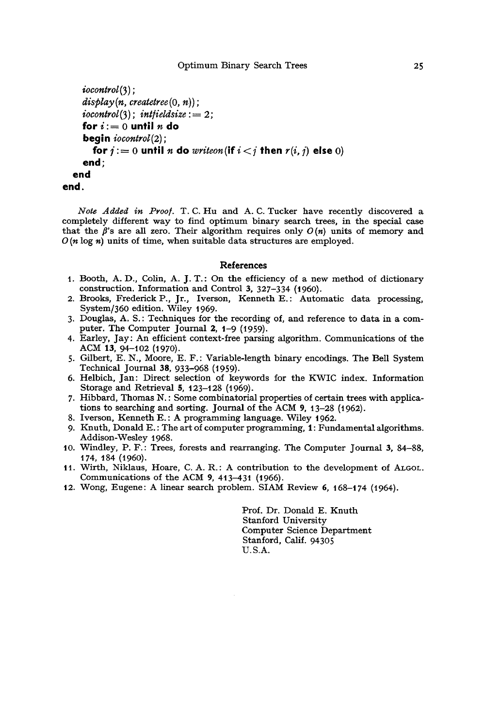```
    iocontrol(3);
    display(n, createtree(0, n));
    iocontrol(3); intfieldsize := 2;
    for i := 0 until n do
    begin iocontrol(2);
      for j := 0 until n do writeon(if i < j then r(i, j) else 0)
    end;
  end
end.
```

*Note Added in Proof.* T. C. Hu and A. C. Tucker have recently discovered a completely different way to find optimum binary search trees, in the special case that the $\beta$'s are all zero. Their algorithm requires only $O(n)$ units of memory and $O(n \log n)$ units of time, when suitable data structures are employed.

## References

1. Booth, A. D., Colin, A. J. T.: On the efficiency of a new method of dictionary construction. Information and Control **3**, 327–334 (1960).
2. Brooks, Frederick P., Jr., Iverson, Kenneth E.: Automatic data processing, System/360 edition. Wiley 1969.
3. Douglas, A. S.: Techniques for the recording of, and reference to data in a computer. The Computer Journal **2**, 1–9 (1959).
4. Earley, Jay: An efficient context-free parsing algorithm. Communications of the ACM **13**, 94–102 (1970).
5. Gilbert, E. N., Moore, E. F.: Variable-length binary encodings. The Bell System Technical Journal **38**, 933–968 (1959).
6. Helbich, Jan: Direct selection of keywords for the KWIC index. Information Storage and Retrieval **5**, 123–128 (1969).
7. Hibbard, Thomas N.: Some combinatorial properties of certain trees with applications to searching and sorting. Journal of the ACM **9**, 13–28 (1962).
8. Iverson, Kenneth E.: A programming language. Wiley 1962.
9. Knuth, Donald E.: The art of computer programming, **1**: Fundamental algorithms. Addison-Wesley 1968.
10. Windley, P. F.: Trees, forests and rearranging. The Computer Journal **3**, 84–88, 174, 184 (1960).
11. Wirth, Niklaus, Hoare, C. A. R.: A contribution to the development of ALGOL. Communications of the ACM **9**, 413–431 (1966).
12. Wong, Eugene: A linear search problem. SIAM Review **6**, 168–174 (1964).

Prof. Dr. Donald E. Knuth
Stanford University
Computer Science Department
Stanford, Calif. 94305
U.S.A.